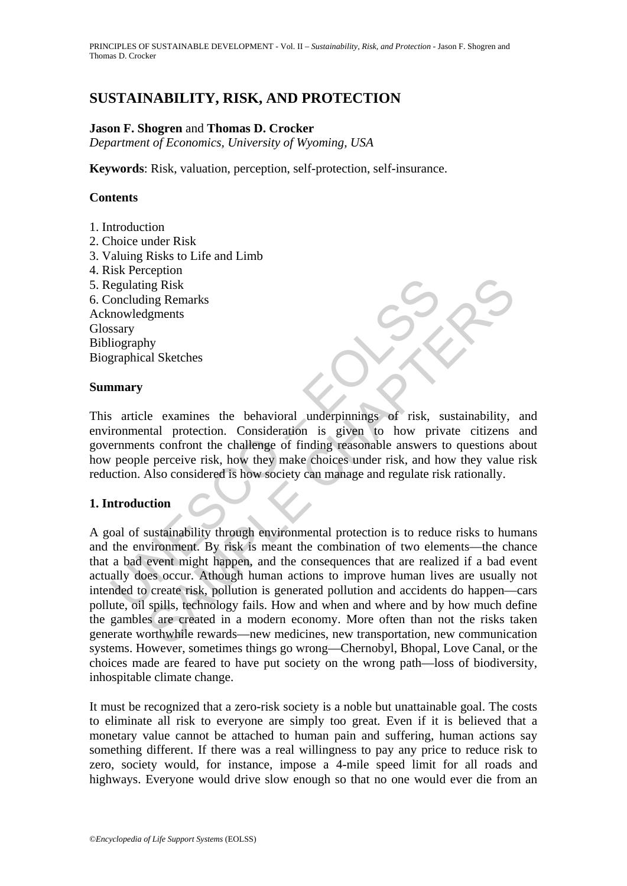# SUSTAINABILITY, RISK, AND PROTECTION

**Jason F. Shogren** and **Thomas D. Crocker**
*Department of Economics, University of Wyoming, USA*

**Keywords**: Risk, valuation, perception, self-protection, self-insurance.

## Contents

1. Introduction
2. Choice under Risk
3. Valuing Risks to Life and Limb
4. Risk Perception
5. Regulating Risk
6. Concluding Remarks

Acknowledgments
Glossary
Bibliography
Biographical Sketches

## Summary

This article examines the behavioral underpinnings of risk, sustainability, and environmental protection. Consideration is given to how private citizens and governments confront the challenge of finding reasonable answers to questions about how people perceive risk, how they make choices under risk, and how they value risk reduction. Also considered is how society can manage and regulate risk rationally.

## 1. Introduction

A goal of sustainability through environmental protection is to reduce risks to humans and the environment. By risk is meant the combination of two elements—the chance that a bad event might happen, and the consequences that are realized if a bad event actually does occur. Athough human actions to improve human lives are usually not intended to create risk, pollution is generated pollution and accidents do happen—cars pollute, oil spills, technology fails. How and when and where and by how much define the gambles are created in a modern economy. More often than not the risks taken generate worthwhile rewards—new medicines, new transportation, new communication systems. However, sometimes things go wrong—Chernobyl, Bhopal, Love Canal, or the choices made are feared to have put society on the wrong path—loss of biodiversity, inhospitable climate change.

It must be recognized that a zero-risk society is a noble but unattainable goal. The costs to eliminate all risk to everyone are simply too great. Even if it is believed that a monetary value cannot be attached to human pain and suffering, human actions say something different. If there was a real willingness to pay any price to reduce risk to zero, society would, for instance, impose a 4-mile speed limit for all roads and highways. Everyone would drive slow enough so that no one would ever die from an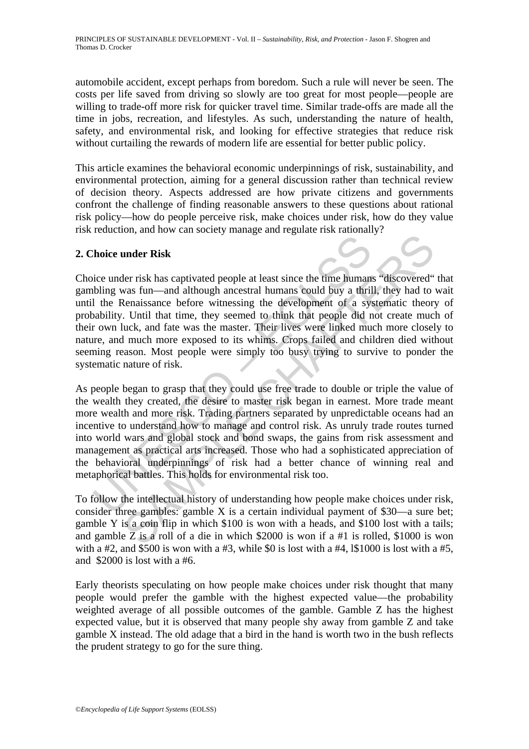automobile accident, except perhaps from boredom. Such a rule will never be seen. The costs per life saved from driving so slowly are too great for most people—people are willing to trade-off more risk for quicker travel time. Similar trade-offs are made all the time in jobs, recreation, and lifestyles. As such, understanding the nature of health, safety, and environmental risk, and looking for effective strategies that reduce risk without curtailing the rewards of modern life are essential for better public policy.

This article examines the behavioral economic underpinnings of risk, sustainability, and environmental protection, aiming for a general discussion rather than technical review of decision theory. Aspects addressed are how private citizens and governments confront the challenge of finding reasonable answers to these questions about rational risk policy—how do people perceive risk, make choices under risk, how do they value risk reduction, and how can society manage and regulate risk rationally?

## 2. Choice under Risk

Choice under risk has captivated people at least since the time humans "discovered" that gambling was fun—and although ancestral humans could buy a thrill, they had to wait until the Renaissance before witnessing the development of a systematic theory of probability. Until that time, they seemed to think that people did not create much of their own luck, and fate was the master. Their lives were linked much more closely to nature, and much more exposed to its whims. Crops failed and children died without seeming reason. Most people were simply too busy trying to survive to ponder the systematic nature of risk.

As people began to grasp that they could use free trade to double or triple the value of the wealth they created, the desire to master risk began in earnest. More trade meant more wealth and more risk. Trading partners separated by unpredictable oceans had an incentive to understand how to manage and control risk. As unruly trade routes turned into world wars and global stock and bond swaps, the gains from risk assessment and management as practical arts increased. Those who had a sophisticated appreciation of the behavioral underpinnings of risk had a better chance of winning real and metaphorical battles. This holds for environmental risk too.

To follow the intellectual history of understanding how people make choices under risk, consider three gambles: gamble X is a certain individual payment of $30—a sure bet; gamble Y is a coin flip in which $100 is won with a heads, and $100 lost with a tails; and gamble Z is a roll of a die in which $2000 is won if a #1 is rolled, $1000 is won with a #2, and $500 is won with a #3, while $0 is lost with a #4, l$1000 is lost with a #5, and $2000 is lost with a #6.

Early theorists speculating on how people make choices under risk thought that many people would prefer the gamble with the highest expected value—the probability weighted average of all possible outcomes of the gamble. Gamble Z has the highest expected value, but it is observed that many people shy away from gamble Z and take gamble X instead. The old adage that a bird in the hand is worth two in the bush reflects the prudent strategy to go for the sure thing.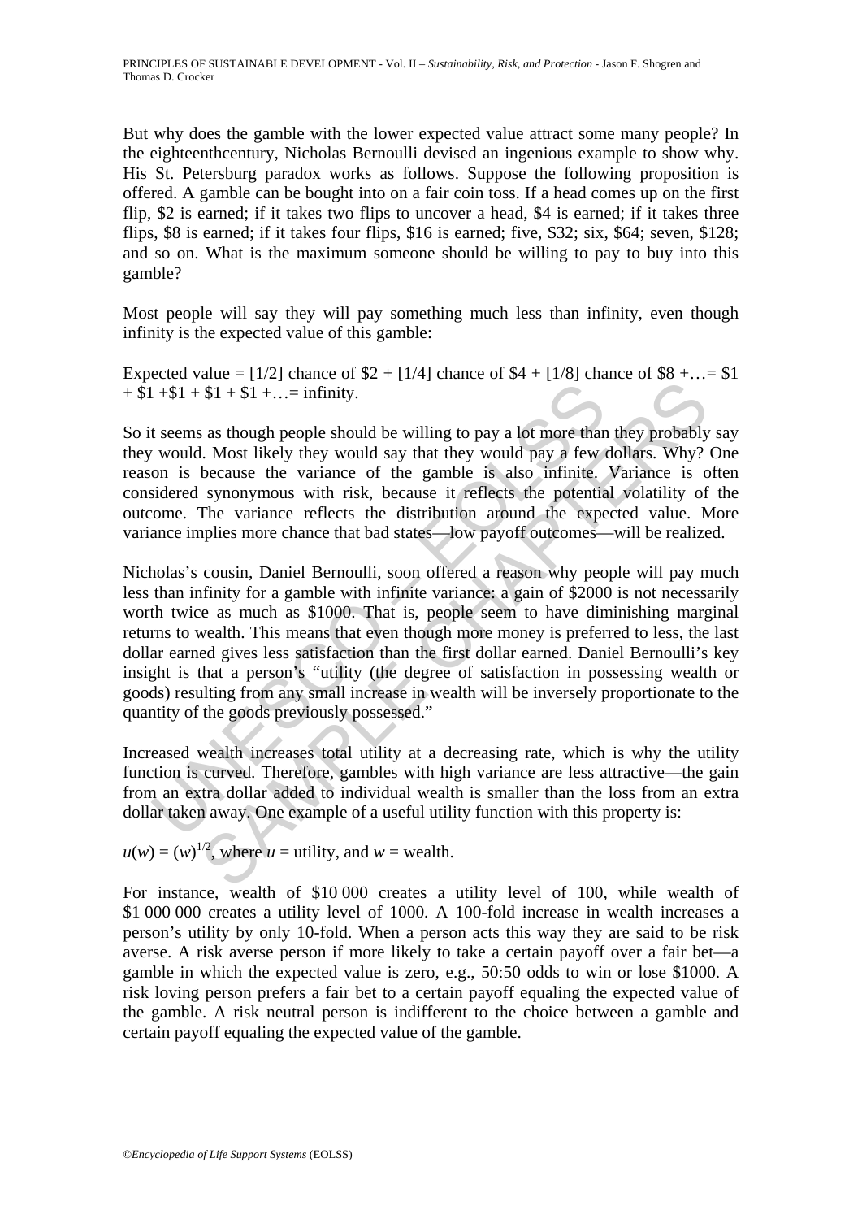But why does the gamble with the lower expected value attract some many people? In the eighteenthcentury, Nicholas Bernoulli devised an ingenious example to show why. His St. Petersburg paradox works as follows. Suppose the following proposition is offered. A gamble can be bought into on a fair coin toss. If a head comes up on the first flip, $2 is earned; if it takes two flips to uncover a head, $4 is earned; if it takes three flips, $8 is earned; if it takes four flips, $16 is earned; five, $32; six, $64; seven, $128; and so on. What is the maximum someone should be willing to pay to buy into this gamble?

Most people will say they will pay something much less than infinity, even though infinity is the expected value of this gamble:

Expected value = [1/2] chance of $2 + [1/4] chance of $4 + [1/8] chance of $8 +…= $1 + $1 +$1 + $1 + $1 +…= infinity.

So it seems as though people should be willing to pay a lot more than they probably say they would. Most likely they would say that they would pay a few dollars. Why? One reason is because the variance of the gamble is also infinite. Variance is often considered synonymous with risk, because it reflects the potential volatility of the outcome. The variance reflects the distribution around the expected value. More variance implies more chance that bad states—low payoff outcomes—will be realized.

Nicholas's cousin, Daniel Bernoulli, soon offered a reason why people will pay much less than infinity for a gamble with infinite variance: a gain of $2000 is not necessarily worth twice as much as $1000. That is, people seem to have diminishing marginal returns to wealth. This means that even though more money is preferred to less, the last dollar earned gives less satisfaction than the first dollar earned. Daniel Bernoulli's key insight is that a person's "utility (the degree of satisfaction in possessing wealth or goods) resulting from any small increase in wealth will be inversely proportionate to the quantity of the goods previously possessed."

Increased wealth increases total utility at a decreasing rate, which is why the utility function is curved. Therefore, gambles with high variance are less attractive—the gain from an extra dollar added to individual wealth is smaller than the loss from an extra dollar taken away. One example of a useful utility function with this property is:

$u(w) = (w)^{1/2}$, where $u$ = utility, and $w$ = wealth.

For instance, wealth of $10 000 creates a utility level of 100, while wealth of $1 000 000 creates a utility level of 1000. A 100-fold increase in wealth increases a person's utility by only 10-fold. When a person acts this way they are said to be risk averse. A risk averse person if more likely to take a certain payoff over a fair bet—a gamble in which the expected value is zero, e.g., 50:50 odds to win or lose $1000. A risk loving person prefers a fair bet to a certain payoff equaling the expected value of the gamble. A risk neutral person is indifferent to the choice between a gamble and certain payoff equaling the expected value of the gamble.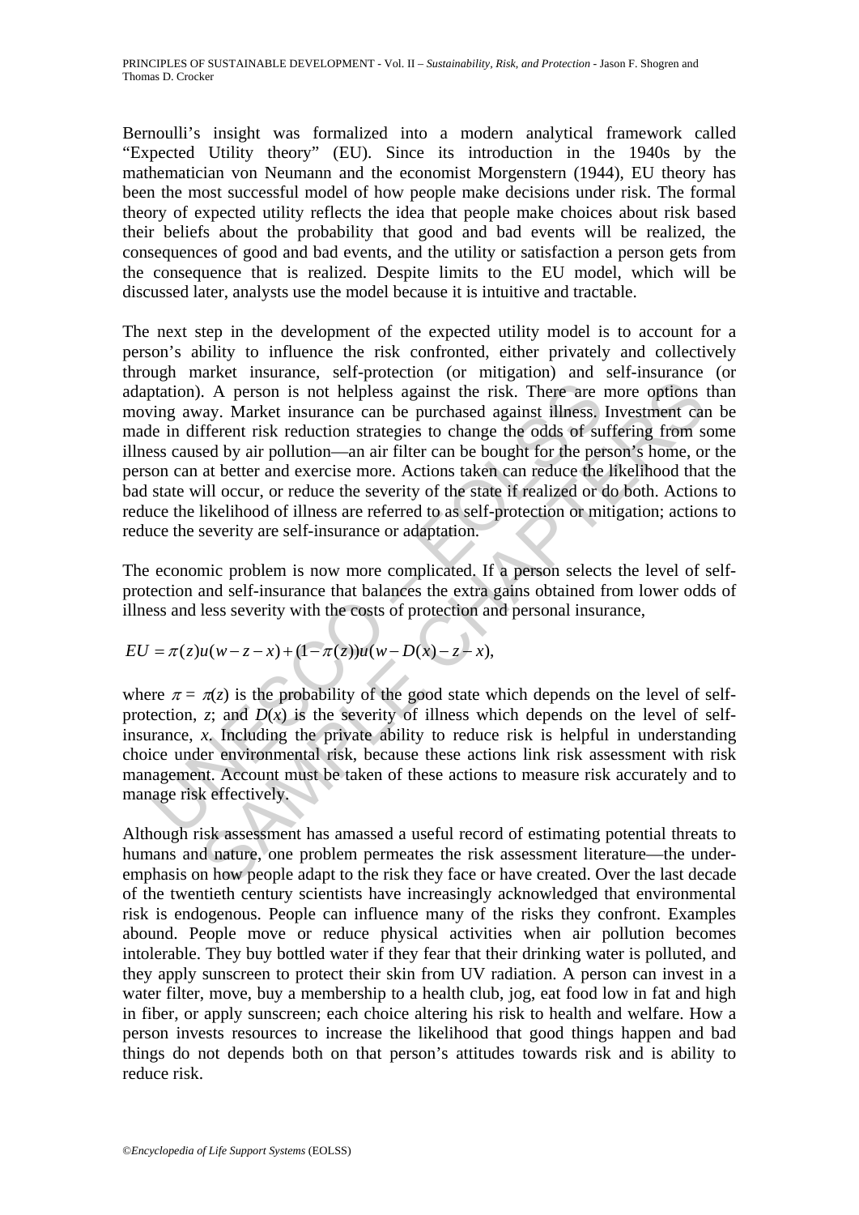Bernoulli's insight was formalized into a modern analytical framework called "Expected Utility theory" (EU). Since its introduction in the 1940s by the mathematician von Neumann and the economist Morgenstern (1944), EU theory has been the most successful model of how people make decisions under risk. The formal theory of expected utility reflects the idea that people make choices about risk based their beliefs about the probability that good and bad events will be realized, the consequences of good and bad events, and the utility or satisfaction a person gets from the consequence that is realized. Despite limits to the EU model, which will be discussed later, analysts use the model because it is intuitive and tractable.

The next step in the development of the expected utility model is to account for a person's ability to influence the risk confronted, either privately and collectively through market insurance, self-protection (or mitigation) and self-insurance (or adaptation). A person is not helpless against the risk. There are more options than moving away. Market insurance can be purchased against illness. Investment can be made in different risk reduction strategies to change the odds of suffering from some illness caused by air pollution—an air filter can be bought for the person's home, or the person can at better and exercise more. Actions taken can reduce the likelihood that the bad state will occur, or reduce the severity of the state if realized or do both. Actions to reduce the likelihood of illness are referred to as self-protection or mitigation; actions to reduce the severity are self-insurance or adaptation.

The economic problem is now more complicated. If a person selects the level of self-protection and self-insurance that balances the extra gains obtained from lower odds of illness and less severity with the costs of protection and personal insurance,

$$EU = \pi(z)u(w - z - x) + (1 - \pi(z))u(w - D(x) - z - x),$$

where $\pi = \pi(z)$ is the probability of the good state which depends on the level of self-protection, $z$; and $D(x)$ is the severity of illness which depends on the level of self-insurance, $x$. Including the private ability to reduce risk is helpful in understanding choice under environmental risk, because these actions link risk assessment with risk management. Account must be taken of these actions to measure risk accurately and to manage risk effectively.

Although risk assessment has amassed a useful record of estimating potential threats to humans and nature, one problem permeates the risk assessment literature—the under-emphasis on how people adapt to the risk they face or have created. Over the last decade of the twentieth century scientists have increasingly acknowledged that environmental risk is endogenous. People can influence many of the risks they confront. Examples abound. People move or reduce physical activities when air pollution becomes intolerable. They buy bottled water if they fear that their drinking water is polluted, and they apply sunscreen to protect their skin from UV radiation. A person can invest in a water filter, move, buy a membership to a health club, jog, eat food low in fat and high in fiber, or apply sunscreen; each choice altering his risk to health and welfare. How a person invests resources to increase the likelihood that good things happen and bad things do not depends both on that person's attitudes towards risk and is ability to reduce risk.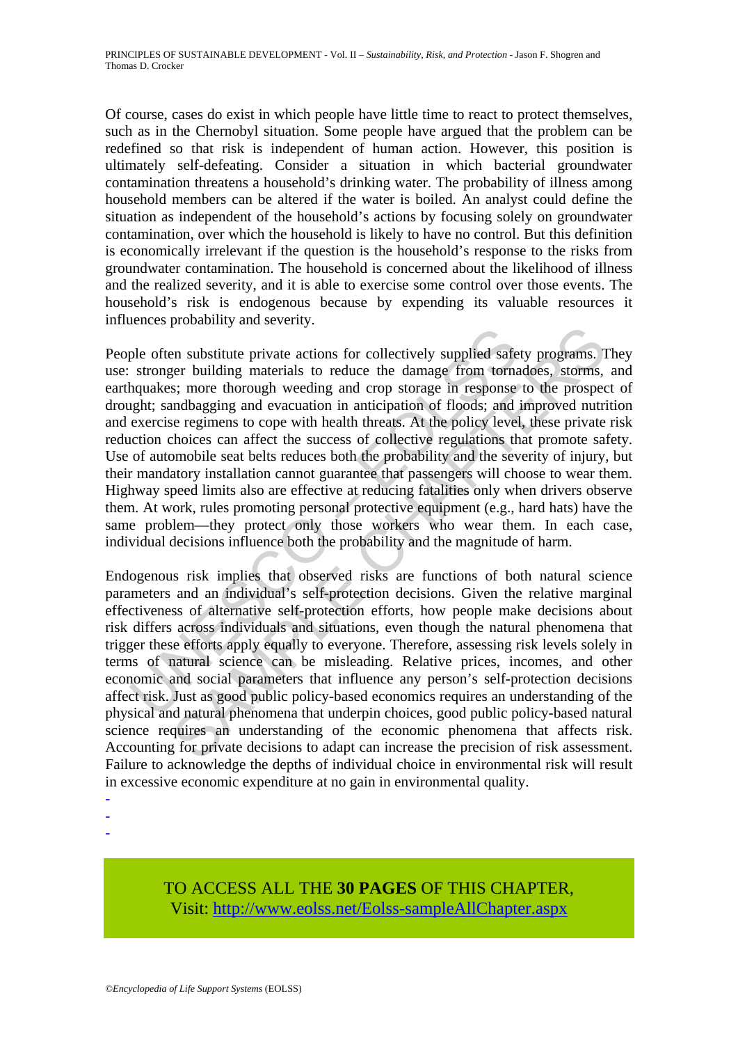Of course, cases do exist in which people have little time to react to protect themselves, such as in the Chernobyl situation. Some people have argued that the problem can be redefined so that risk is independent of human action. However, this position is ultimately self-defeating. Consider a situation in which bacterial groundwater contamination threatens a household's drinking water. The probability of illness among household members can be altered if the water is boiled. An analyst could define the situation as independent of the household's actions by focusing solely on groundwater contamination, over which the household is likely to have no control. But this definition is economically irrelevant if the question is the household's response to the risks from groundwater contamination. The household is concerned about the likelihood of illness and the realized severity, and it is able to exercise some control over those events. The household's risk is endogenous because by expending its valuable resources it influences probability and severity.

People often substitute private actions for collectively supplied safety programs. They use: stronger building materials to reduce the damage from tornadoes, storms, and earthquakes; more thorough weeding and crop storage in response to the prospect of drought; sandbagging and evacuation in anticipation of floods; and improved nutrition and exercise regimens to cope with health threats. At the policy level, these private risk reduction choices can affect the success of collective regulations that promote safety. Use of automobile seat belts reduces both the probability and the severity of injury, but their mandatory installation cannot guarantee that passengers will choose to wear them. Highway speed limits also are effective at reducing fatalities only when drivers observe them. At work, rules promoting personal protective equipment (e.g., hard hats) have the same problem—they protect only those workers who wear them. In each case, individual decisions influence both the probability and the magnitude of harm.

Endogenous risk implies that observed risks are functions of both natural science parameters and an individual's self-protection decisions. Given the relative marginal effectiveness of alternative self-protection efforts, how people make decisions about risk differs across individuals and situations, even though the natural phenomena that trigger these efforts apply equally to everyone. Therefore, assessing risk levels solely in terms of natural science can be misleading. Relative prices, incomes, and other economic and social parameters that influence any person's self-protection decisions affect risk. Just as good public policy-based economics requires an understanding of the physical and natural phenomena that underpin choices, good public policy-based natural science requires an understanding of the economic phenomena that affects risk. Accounting for private decisions to adapt can increase the precision of risk assessment. Failure to acknowledge the depths of individual choice in environmental risk will result in excessive economic expenditure at no gain in environmental quality.

-
-
-

TO ACCESS ALL THE **30 PAGES** OF THIS CHAPTER,
Visit: http://www.eolss.net/Eolss-sampleAllChapter.aspx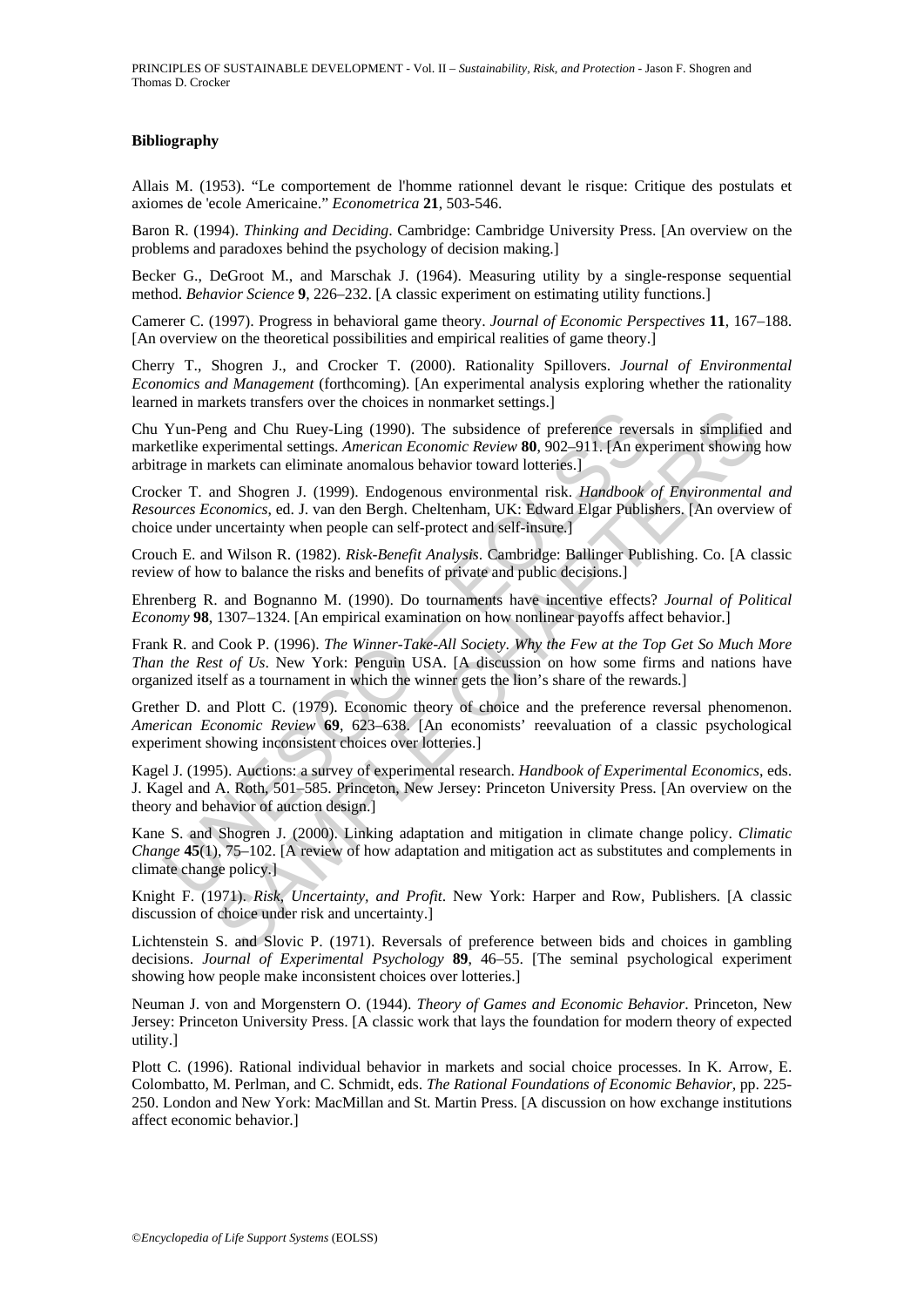### Bibliography

Allais M. (1953). "Le comportement de l'homme rationnel devant le risque: Critique des postulats et axiomes de 'ecole Americaine." *Econometrica* **21**, 503-546.

Baron R. (1994). *Thinking and Deciding*. Cambridge: Cambridge University Press. [An overview on the problems and paradoxes behind the psychology of decision making.]

Becker G., DeGroot M., and Marschak J. (1964). Measuring utility by a single-response sequential method. *Behavior Science* **9**, 226–232. [A classic experiment on estimating utility functions.]

Camerer C. (1997). Progress in behavioral game theory. *Journal of Economic Perspectives* **11**, 167–188. [An overview on the theoretical possibilities and empirical realities of game theory.]

Cherry T., Shogren J., and Crocker T. (2000). Rationality Spillovers. *Journal of Environmental Economics and Management* (forthcoming). [An experimental analysis exploring whether the rationality learned in markets transfers over the choices in nonmarket settings.]

Chu Yun-Peng and Chu Ruey-Ling (1990). The subsidence of preference reversals in simplified and marketlike experimental settings. *American Economic Review* **80**, 902–911. [An experiment showing how arbitrage in markets can eliminate anomalous behavior toward lotteries.]

Crocker T. and Shogren J. (1999). Endogenous environmental risk. *Handbook of Environmental and Resources Economics*, ed. J. van den Bergh. Cheltenham, UK: Edward Elgar Publishers. [An overview of choice under uncertainty when people can self-protect and self-insure.]

Crouch E. and Wilson R. (1982). *Risk-Benefit Analysis*. Cambridge: Ballinger Publishing. Co. [A classic review of how to balance the risks and benefits of private and public decisions.]

Ehrenberg R. and Bognanno M. (1990). Do tournaments have incentive effects? *Journal of Political Economy* **98**, 1307–1324. [An empirical examination on how nonlinear payoffs affect behavior.]

Frank R. and Cook P. (1996). *The Winner-Take-All Society. Why the Few at the Top Get So Much More Than the Rest of Us*. New York: Penguin USA. [A discussion on how some firms and nations have organized itself as a tournament in which the winner gets the lion's share of the rewards.]

Grether D. and Plott C. (1979). Economic theory of choice and the preference reversal phenomenon. *American Economic Review* **69**, 623–638. [An economists' reevaluation of a classic psychological experiment showing inconsistent choices over lotteries.]

Kagel J. (1995). Auctions: a survey of experimental research. *Handbook of Experimental Economics*, eds. J. Kagel and A. Roth, 501–585. Princeton, New Jersey: Princeton University Press. [An overview on the theory and behavior of auction design.]

Kane S. and Shogren J. (2000). Linking adaptation and mitigation in climate change policy. *Climatic Change* **45**(1), 75–102. [A review of how adaptation and mitigation act as substitutes and complements in climate change policy.]

Knight F. (1971). *Risk, Uncertainty, and Profit*. New York: Harper and Row, Publishers. [A classic discussion of choice under risk and uncertainty.]

Lichtenstein S. and Slovic P. (1971). Reversals of preference between bids and choices in gambling decisions. *Journal of Experimental Psychology* **89**, 46–55. [The seminal psychological experiment showing how people make inconsistent choices over lotteries.]

Neuman J. von and Morgenstern O. (1944). *Theory of Games and Economic Behavior*. Princeton, New Jersey: Princeton University Press. [A classic work that lays the foundation for modern theory of expected utility.]

Plott C. (1996). Rational individual behavior in markets and social choice processes. In K. Arrow, E. Colombatto, M. Perlman, and C. Schmidt, eds. *The Rational Foundations of Economic Behavior*, pp. 225-250. London and New York: MacMillan and St. Martin Press. [A discussion on how exchange institutions affect economic behavior.]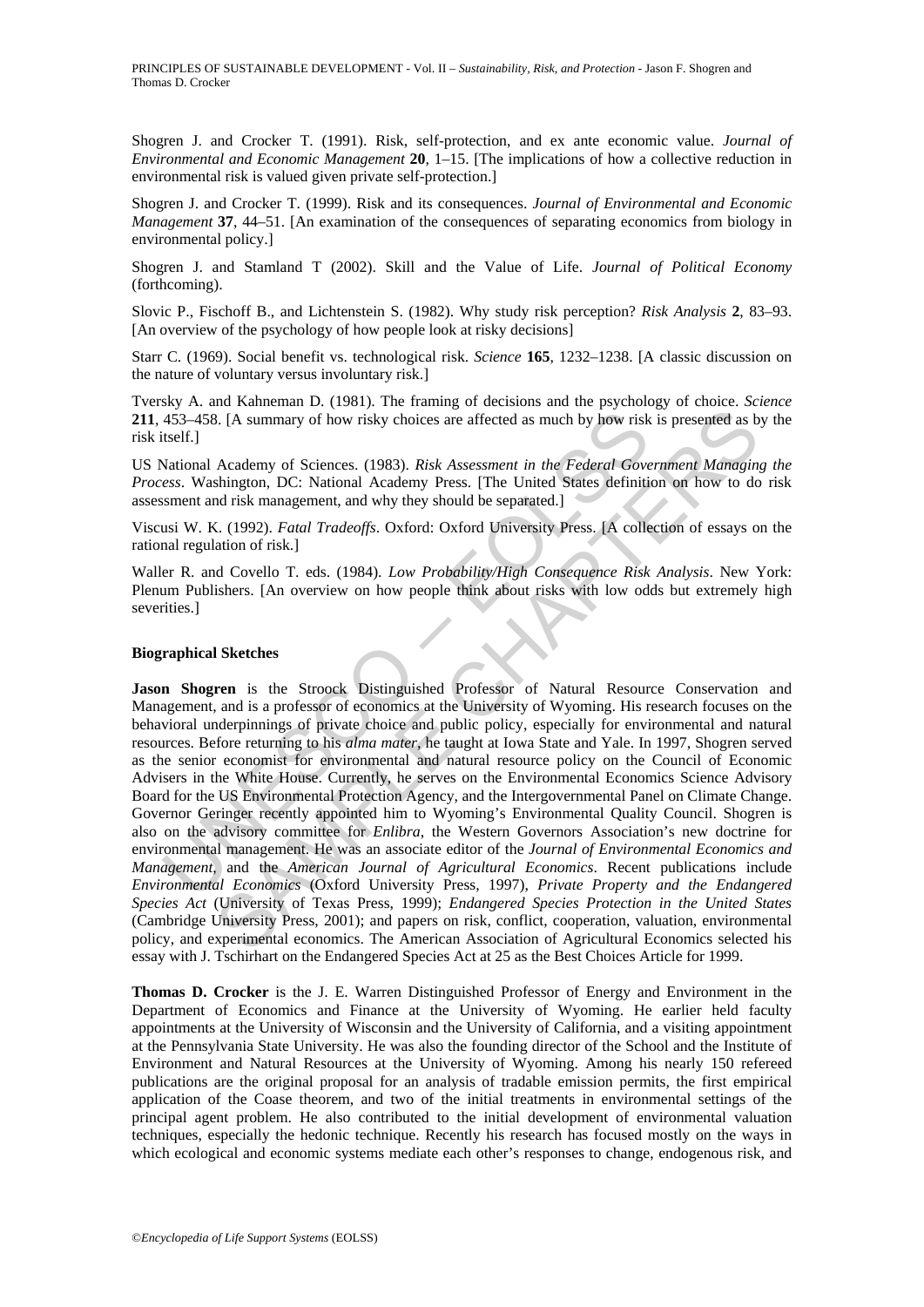Shogren J. and Crocker T. (1991). Risk, self-protection, and ex ante economic value. *Journal of Environmental and Economic Management* **20**, 1–15. [The implications of how a collective reduction in environmental risk is valued given private self-protection.]

Shogren J. and Crocker T. (1999). Risk and its consequences. *Journal of Environmental and Economic Management* **37**, 44–51. [An examination of the consequences of separating economics from biology in environmental policy.]

Shogren J. and Stamland T (2002). Skill and the Value of Life. *Journal of Political Economy* (forthcoming).

Slovic P., Fischoff B., and Lichtenstein S. (1982). Why study risk perception? *Risk Analysis* **2**, 83–93. [An overview of the psychology of how people look at risky decisions]

Starr C. (1969). Social benefit vs. technological risk. *Science* **165**, 1232–1238. [A classic discussion on the nature of voluntary versus involuntary risk.]

Tversky A. and Kahneman D. (1981). The framing of decisions and the psychology of choice. *Science* **211**, 453–458. [A summary of how risky choices are affected as much by how risk is presented as by the risk itself.]

US National Academy of Sciences. (1983). *Risk Assessment in the Federal Government Managing the Process*. Washington, DC: National Academy Press. [The United States definition on how to do risk assessment and risk management, and why they should be separated.]

Viscusi W. K. (1992). *Fatal Tradeoffs*. Oxford: Oxford University Press. [A collection of essays on the rational regulation of risk.]

Waller R. and Covello T. eds. (1984). *Low Probability/High Consequence Risk Analysis*. New York: Plenum Publishers. [An overview on how people think about risks with low odds but extremely high severities.]

**Biographical Sketches**

**Jason Shogren** is the Stroock Distinguished Professor of Natural Resource Conservation and Management, and is a professor of economics at the University of Wyoming. His research focuses on the behavioral underpinnings of private choice and public policy, especially for environmental and natural resources. Before returning to his *alma mater*, he taught at Iowa State and Yale. In 1997, Shogren served as the senior economist for environmental and natural resource policy on the Council of Economic Advisers in the White House. Currently, he serves on the Environmental Economics Science Advisory Board for the US Environmental Protection Agency, and the Intergovernmental Panel on Climate Change. Governor Geringer recently appointed him to Wyoming's Environmental Quality Council. Shogren is also on the advisory committee for *Enlibra*, the Western Governors Association's new doctrine for environmental management. He was an associate editor of the *Journal of Environmental Economics and Management*, and the *American Journal of Agricultural Economics*. Recent publications include *Environmental Economics* (Oxford University Press, 1997), *Private Property and the Endangered Species Act* (University of Texas Press, 1999); *Endangered Species Protection in the United States* (Cambridge University Press, 2001); and papers on risk, conflict, cooperation, valuation, environmental policy, and experimental economics. The American Association of Agricultural Economics selected his essay with J. Tschirhart on the Endangered Species Act at 25 as the Best Choices Article for 1999.

**Thomas D. Crocker** is the J. E. Warren Distinguished Professor of Energy and Environment in the Department of Economics and Finance at the University of Wyoming. He earlier held faculty appointments at the University of Wisconsin and the University of California, and a visiting appointment at the Pennsylvania State University. He was also the founding director of the School and the Institute of Environment and Natural Resources at the University of Wyoming. Among his nearly 150 refereed publications are the original proposal for an analysis of tradable emission permits, the first empirical application of the Coase theorem, and two of the initial treatments in environmental settings of the principal agent problem. He also contributed to the initial development of environmental valuation techniques, especially the hedonic technique. Recently his research has focused mostly on the ways in which ecological and economic systems mediate each other's responses to change, endogenous risk, and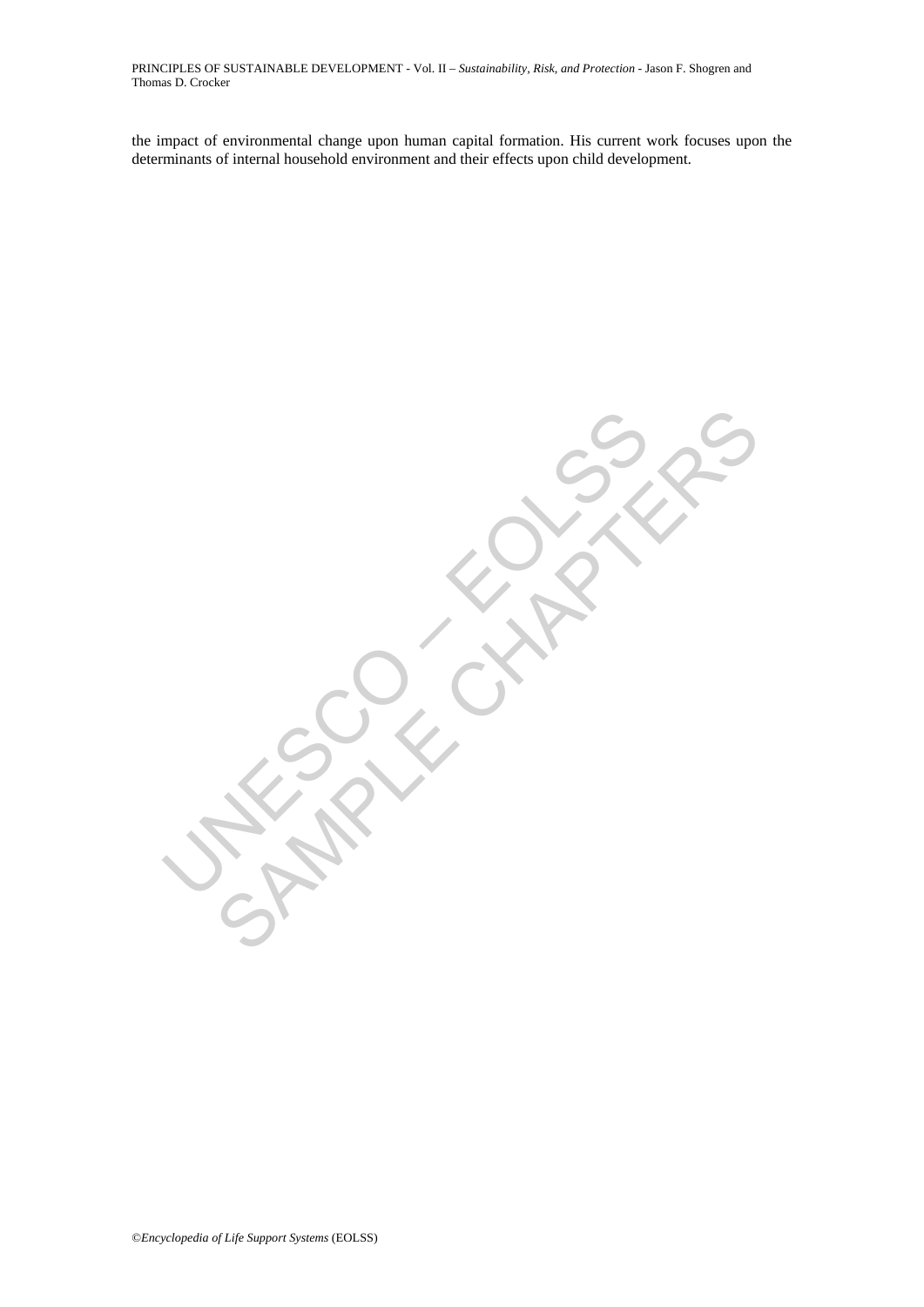the impact of environmental change upon human capital formation. His current work focuses upon the determinants of internal household environment and their effects upon child development.